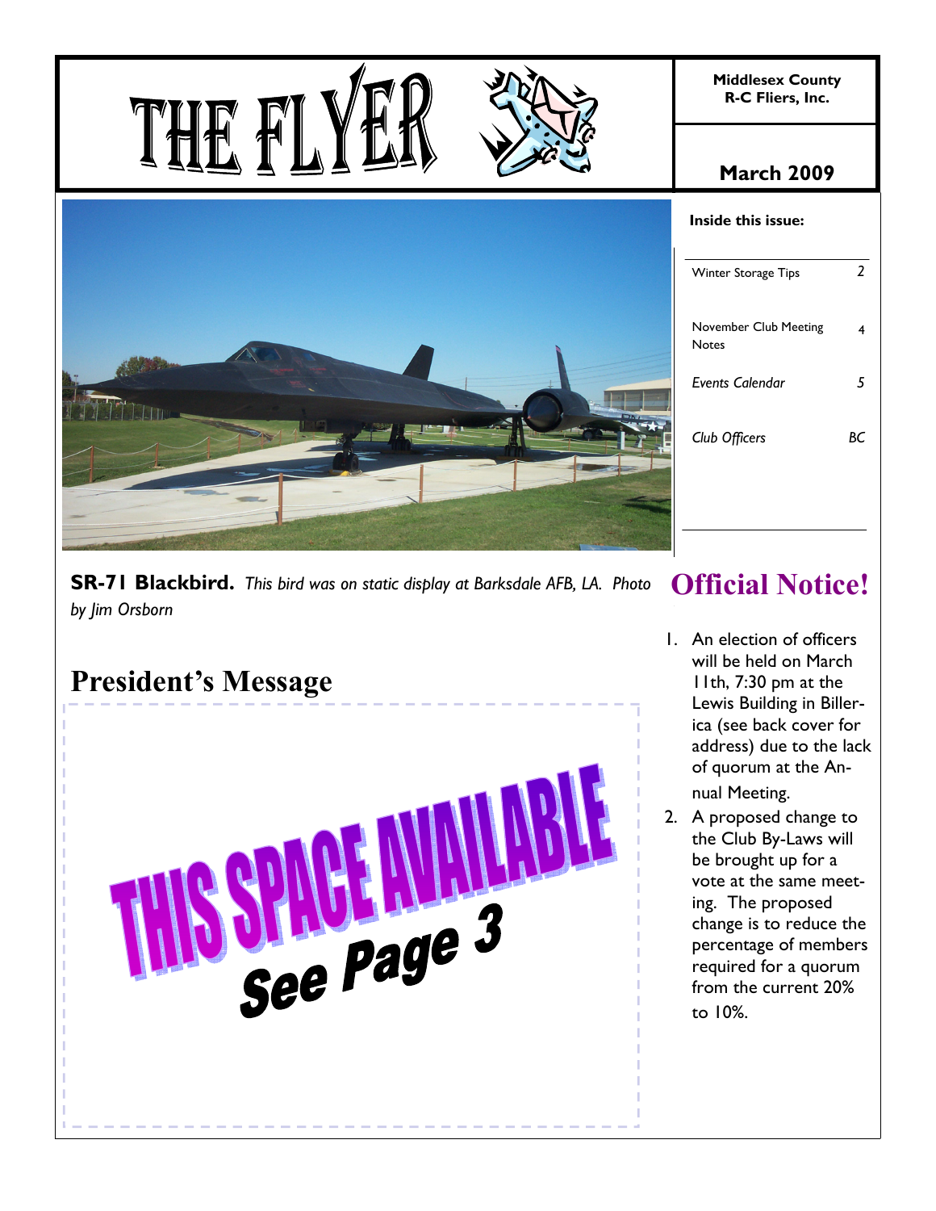# THE FLYER

**Middlesex County R-C Fliers, Inc.**

**March 2009**

**Inside this issue:**

| | |
|---|---|
| Winter Storage Tips | 2 |
| November Club Meeting Notes | 4 |
| *Events Calendar* | *5* |
| *Club Officers* | *BC* |

**SR-71 Blackbird.** *This bird was on static display at Barksdale AFB, LA. Photo by Jim Orsborn*

## President's Message

THIS SPACE AVAILABLE

See Page 3

## Official Notice!

1. An election of officers will be held on March 11th, 7:30 pm at the Lewis Building in Billerica (see back cover for address) due to the lack of quorum at the Annual Meeting.
2. A proposed change to the Club By-Laws will be brought up for a vote at the same meeting. The proposed change is to reduce the percentage of members required for a quorum from the current 20% to 10%.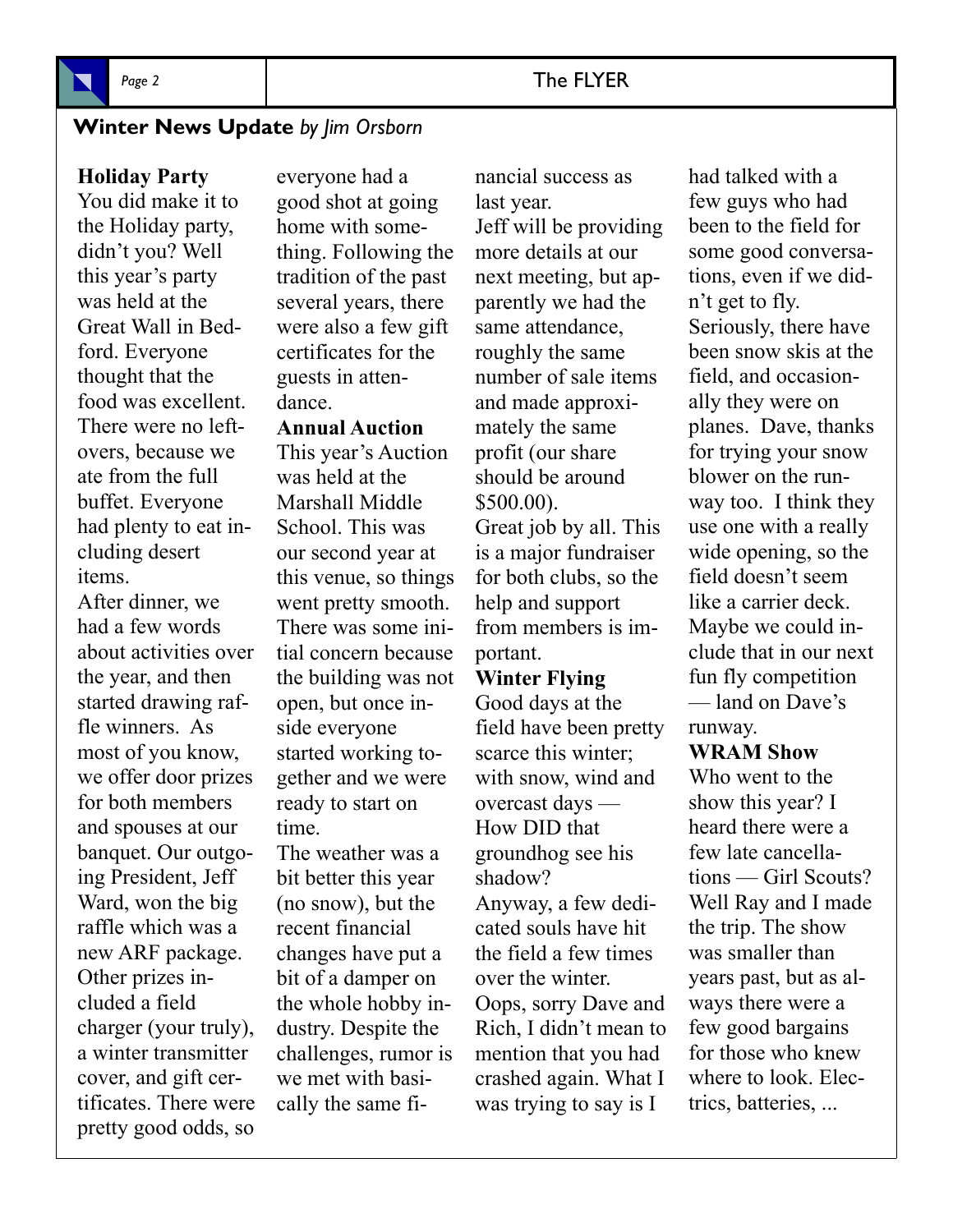## Winter News Update *by Jim Orsborn*

**Holiday Party**

You did make it to the Holiday party, didn't you? Well this year's party was held at the Great Wall in Bedford. Everyone thought that the food was excellent. There were no leftovers, because we ate from the full buffet. Everyone had plenty to eat including desert items.

After dinner, we had a few words about activities over the year, and then started drawing raffle winners. As most of you know, we offer door prizes for both members and spouses at our banquet. Our outgoing President, Jeff Ward, won the big raffle which was a new ARF package. Other prizes included a field charger (your truly), a winter transmitter cover, and gift certificates. There were pretty good odds, so everyone had a good shot at going home with something. Following the tradition of the past several years, there were also a few gift certificates for the guests in attendance.

**Annual Auction**

This year's Auction was held at the Marshall Middle School. This was our second year at this venue, so things went pretty smooth. There was some initial concern because the building was not open, but once inside everyone started working together and we were ready to start on time.

The weather was a bit better this year (no snow), but the recent financial changes have put a bit of a damper on the whole hobby industry. Despite the challenges, rumor is we met with basically the same financial success as last year.

Jeff will be providing more details at our next meeting, but apparently we had the same attendance, roughly the same number of sale items and made approximately the same profit (our share should be around $500.00).

Great job by all. This is a major fundraiser for both clubs, so the help and support from members is important.

**Winter Flying**

Good days at the field have been pretty scarce this winter; with snow, wind and overcast days — How DID that groundhog see his shadow?

Anyway, a few dedicated souls have hit the field a few times over the winter. Oops, sorry Dave and Rich, I didn't mean to mention that you had crashed again. What I was trying to say is I had talked with a few guys who had been to the field for some good conversations, even if we didn't get to fly.

Seriously, there have been snow skis at the field, and occasionally they were on planes. Dave, thanks for trying your snow blower on the runway too. I think they use one with a really wide opening, so the field doesn't seem like a carrier deck. Maybe we could include that in our next fun fly competition — land on Dave's runway.

**WRAM Show**

Who went to the show this year? I heard there were a few late cancellations — Girl Scouts? Well Ray and I made the trip. The show was smaller than years past, but as always there were a few good bargains for those who knew where to look. Electrics, batteries, ...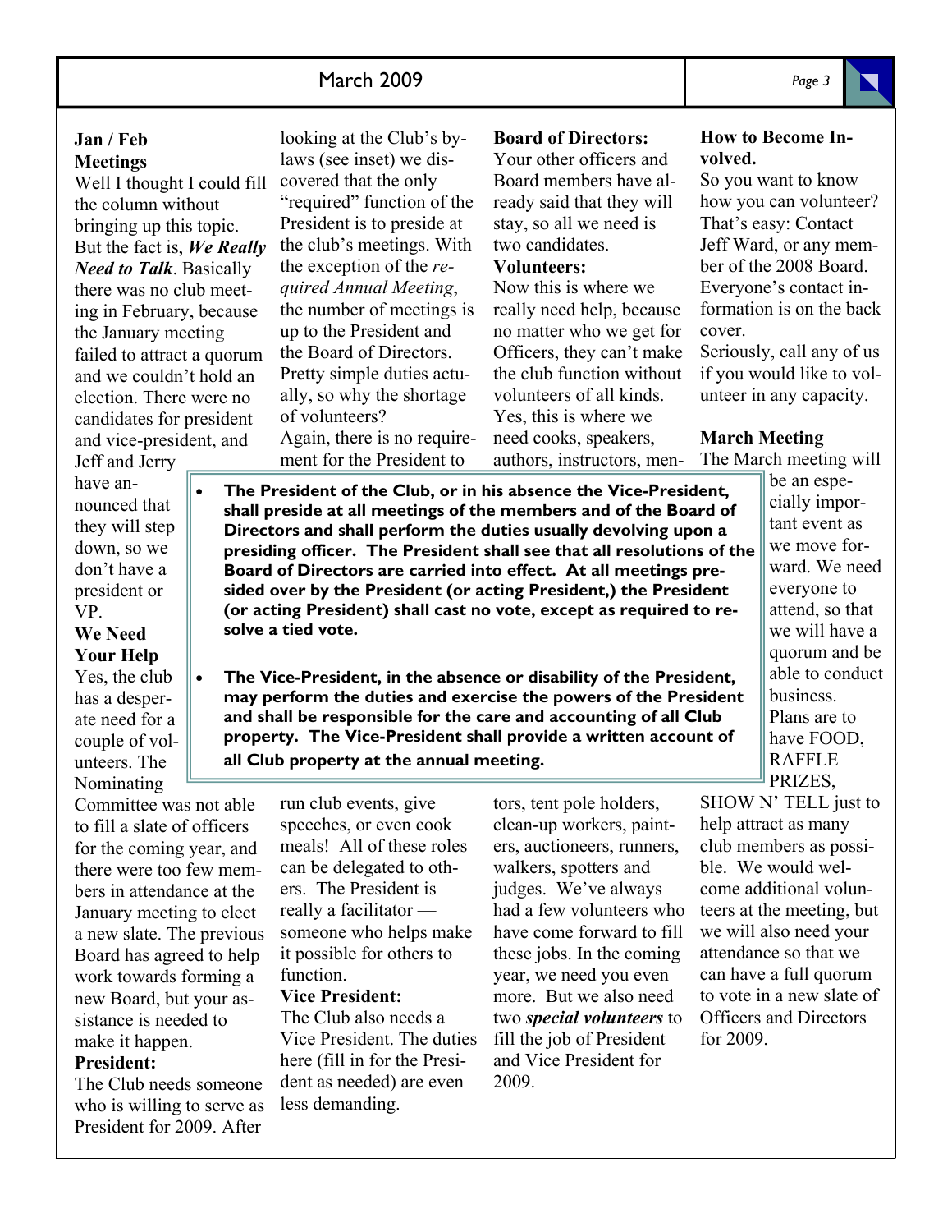### Jan / Feb Meetings

Well I thought I could fill the column without bringing up this topic. But the fact is, ***We Really Need to Talk***. Basically there was no club meeting in February, because the January meeting failed to attract a quorum and we couldn't hold an election. There were no candidates for president and vice-president, and Jeff and Jerry have announced that they will step down, so we don't have a president or VP.

### We Need Your Help

Yes, the club has a desperate need for a couple of volunteers. The Nominating Committee was not able to fill a slate of officers for the coming year, and there were too few members in attendance at the January meeting to elect a new slate. The previous Board has agreed to help work towards forming a new Board, but your assistance is needed to make it happen.

### President:

The Club needs someone who is willing to serve as President for 2009. After looking at the Club's by-laws (see inset) we discovered that the only "required" function of the President is to preside at the club's meetings. With the exception of the *required Annual Meeting*, the number of meetings is up to the President and the Board of Directors. Pretty simple duties actually, so why the shortage of volunteers?

Again, there is no requirement for the President to run club events, give speeches, or even cook meals! All of these roles can be delegated to others. The President is really a facilitator — someone who helps make it possible for others to function.

### Vice President:

The Club also needs a Vice President. The duties here (fill in for the President as needed) are even less demanding.

### Board of Directors:

Your other officers and Board members have already said that they will stay, so all we need is two candidates.

### Volunteers:

Now this is where we really need help, because no matter who we get for Officers, they can't make the club function without volunteers of all kinds. Yes, this is where we need cooks, speakers, authors, instructors, mentors, tent pole holders, clean-up workers, painters, auctioneers, runners, walkers, spotters and judges. We've always had a few volunteers who have come forward to fill these jobs. In the coming year, we need you even more. But we also need two ***special volunteers*** to fill the job of President and Vice President for 2009.

### How to Become Involved.

So you want to know how you can volunteer? That's easy: Contact Jeff Ward, or any member of the 2008 Board. Everyone's contact information is on the back cover.

Seriously, call any of us if you would like to volunteer in any capacity.

### March Meeting

The March meeting will be an especially important event as we move forward. We need everyone to attend, so that we will have a quorum and be able to conduct business. Plans are to have FOOD, RAFFLE PRIZES, SHOW N' TELL just to help attract as many club members as possible. We would welcome additional volunteers at the meeting, but we will also need your attendance so that we can have a full quorum to vote in a new slate of Officers and Directors for 2009.

---

- **The President of the Club, or in his absence the Vice-President, shall preside at all meetings of the members and of the Board of Directors and shall perform the duties usually devolving upon a presiding officer. The President shall see that all resolutions of the Board of Directors are carried into effect. At all meetings presided over by the President (or acting President,) the President (or acting President) shall cast no vote, except as required to resolve a tied vote.**

- **The Vice-President, in the absence or disability of the President, may perform the duties and exercise the powers of the President and shall be responsible for the care and accounting of all Club property. The Vice-President shall provide a written account of all Club property at the annual meeting.**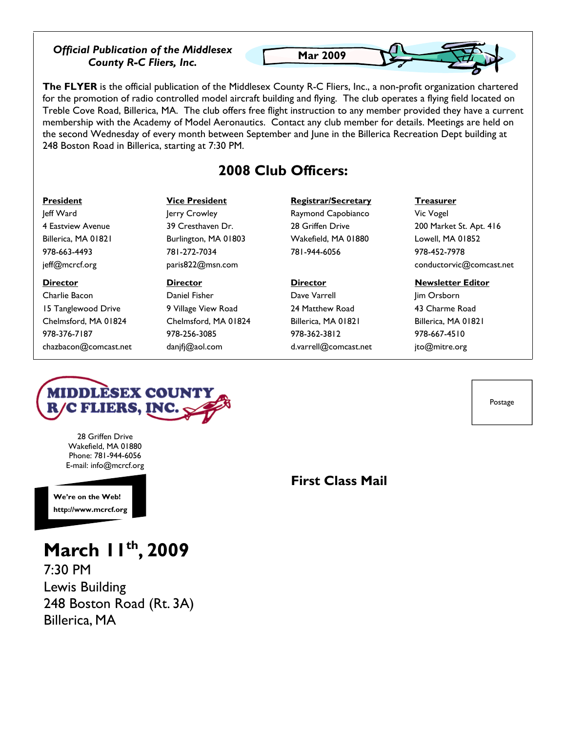*Official Publication of the Middlesex County R-C Fliers, Inc.*

**Mar 2009**

**The FLYER** is the official publication of the Middlesex County R-C Fliers, Inc., a non-profit organization chartered for the promotion of radio controlled model aircraft building and flying. The club operates a flying field located on Treble Cove Road, Billerica, MA. The club offers free flight instruction to any member provided they have a current membership with the Academy of Model Aeronautics. Contact any club member for details. Meetings are held on the second Wednesday of every month between September and June in the Billerica Recreation Dept building at 248 Boston Road in Billerica, starting at 7:30 PM.

## 2008 Club Officers:

**President**
Jeff Ward
4 Eastview Avenue
Billerica, MA 01821
978-663-4493
jeff@mcrcf.org

**Vice President**
Jerry Crowley
39 Cresthaven Dr.
Burlington, MA 01803
781-272-7034
paris822@msn.com

**Registrar/Secretary**
Raymond Capobianco
28 Griffen Drive
Wakefield, MA 01880
781-944-6056

**Treasurer**
Vic Vogel
200 Market St. Apt. 416
Lowell, MA 01852
978-452-7978
conductorvic@comcast.net

**Director**
Charlie Bacon
15 Tanglewood Drive
Chelmsford, MA 01824
978-376-7187
chazbacon@comcast.net

**Director**
Daniel Fisher
9 Village View Road
Chelmsford, MA 01824
978-256-3085
danjfj@aol.com

**Director**
Dave Varrell
24 Matthew Road
Billerica, MA 01821
978-362-3812
d.varrell@comcast.net

**Newsletter Editor**
Jim Orsborn
43 Charme Road
Billerica, MA 01821
978-667-4510
jto@mitre.org

MIDDLESEX COUNTY R/C FLIERS, INC.

28 Griffen Drive
Wakefield, MA 01880
Phone: 781-944-6056
E-mail: info@mcrcf.org

**We're on the Web!**
**http://www.mcrcf.org**

Postage

**First Class Mail**

# March 11th, 2009

7:30 PM
Lewis Building
248 Boston Road (Rt. 3A)
Billerica, MA